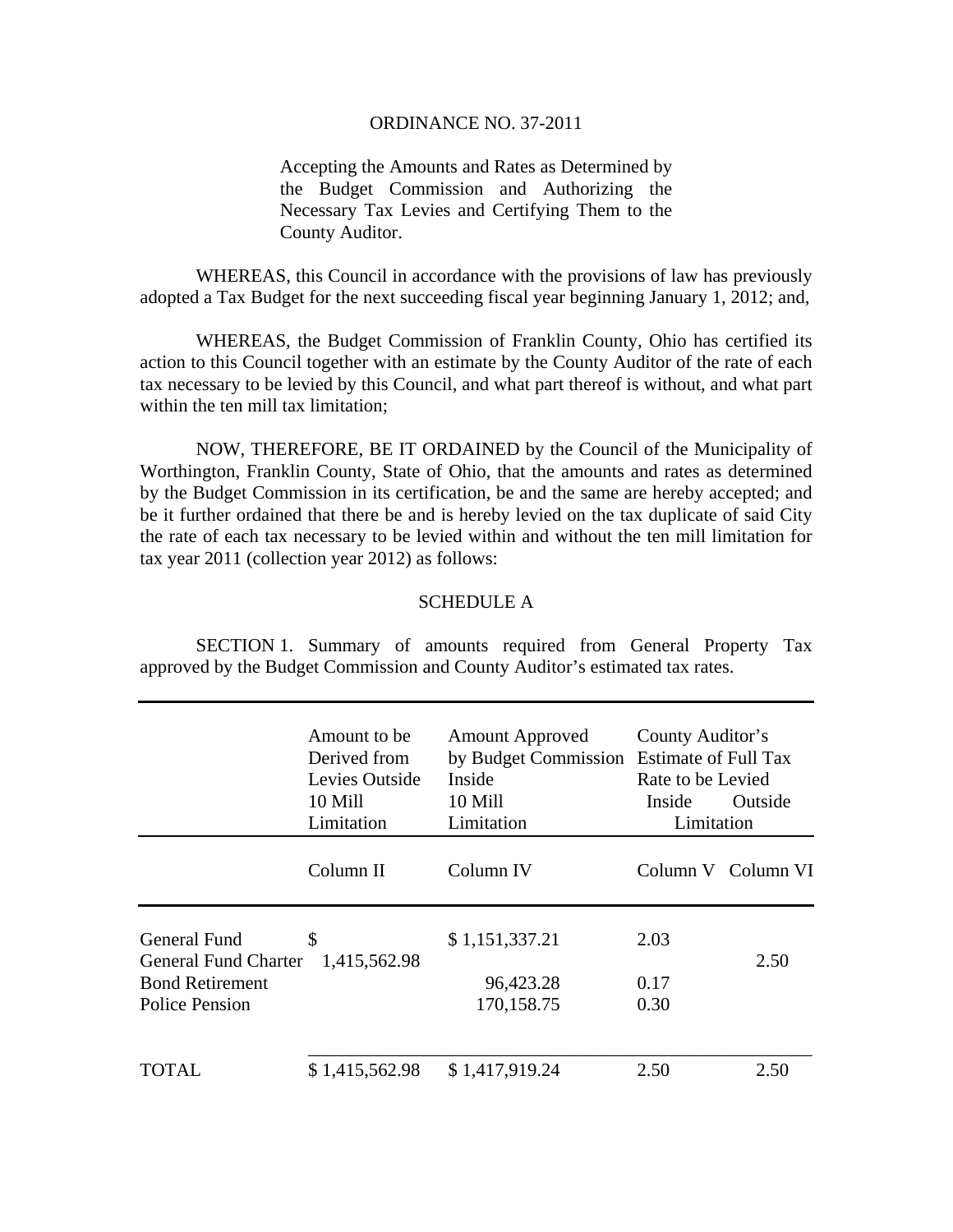ORDINANCE NO. 37-2011

Accepting the Amounts and Rates as Determined by the Budget Commission and Authorizing the Necessary Tax Levies and Certifying Them to the County Auditor.

WHEREAS, this Council in accordance with the provisions of law has previously adopted a Tax Budget for the next succeeding fiscal year beginning January 1, 2012; and,

WHEREAS, the Budget Commission of Franklin County, Ohio has certified its action to this Council together with an estimate by the County Auditor of the rate of each tax necessary to be levied by this Council, and what part thereof is without, and what part within the ten mill tax limitation;

NOW, THEREFORE, BE IT ORDAINED by the Council of the Municipality of Worthington, Franklin County, State of Ohio, that the amounts and rates as determined by the Budget Commission in its certification, be and the same are hereby accepted; and be it further ordained that there be and is hereby levied on the tax duplicate of said City the rate of each tax necessary to be levied within and without the ten mill limitation for tax year 2011 (collection year 2012) as follows:

SCHEDULE A

SECTION 1. Summary of amounts required from General Property Tax approved by the Budget Commission and County Auditor's estimated tax rates.

| | Amount to be Derived from Levies Outside 10 Mill Limitation | Amount Approved by Budget Commission Inside 10 Mill Limitation | County Auditor's Estimate of Full Tax Rate to be Levied Inside Limitation | Outside Limitation |
|---|---|---|---|---|
| | Column II | Column IV | Column V | Column VI |
| General Fund | | $ 1,151,337.21 | 2.03 | |
| General Fund Charter | $ 1,415,562.98 | | | 2.50 |
| Bond Retirement | | 96,423.28 | 0.17 | |
| Police Pension | | 170,158.75 | 0.30 | |
| TOTAL | $ 1,415,562.98 | $ 1,417,919.24 | 2.50 | 2.50 |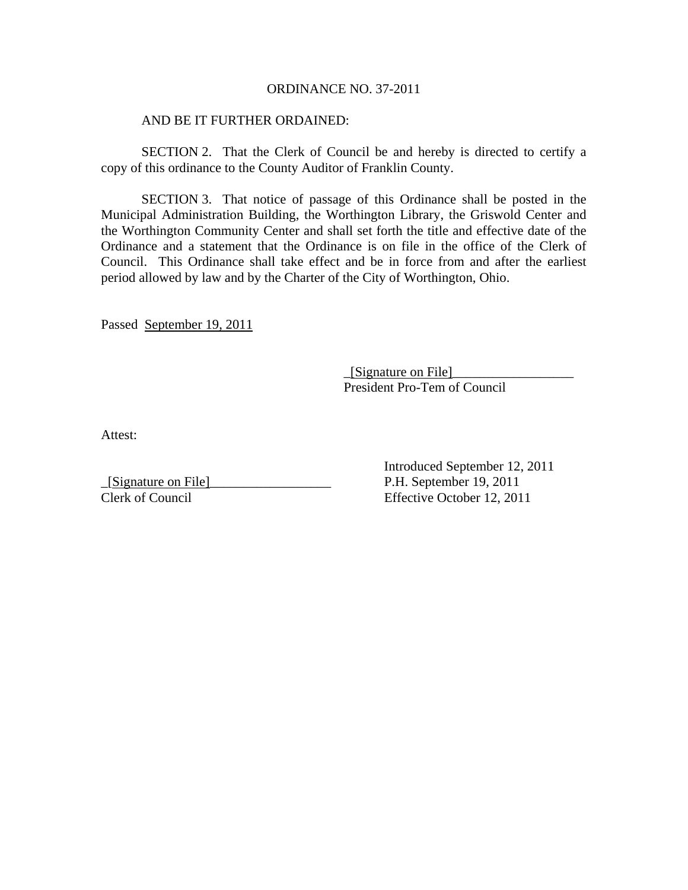ORDINANCE NO. 37-2011

AND BE IT FURTHER ORDAINED:

SECTION 2. That the Clerk of Council be and hereby is directed to certify a copy of this ordinance to the County Auditor of Franklin County.

SECTION 3. That notice of passage of this Ordinance shall be posted in the Municipal Administration Building, the Worthington Library, the Griswold Center and the Worthington Community Center and shall set forth the title and effective date of the Ordinance and a statement that the Ordinance is on file in the office of the Clerk of Council. This Ordinance shall take effect and be in force from and after the earliest period allowed by law and by the Charter of the City of Worthington, Ohio.

Passed September 19, 2011

_[Signature on File]__________________
President Pro-Tem of Council

Attest:

_[Signature on File]__________________
Clerk of Council

Introduced September 12, 2011
P.H. September 19, 2011
Effective October 12, 2011